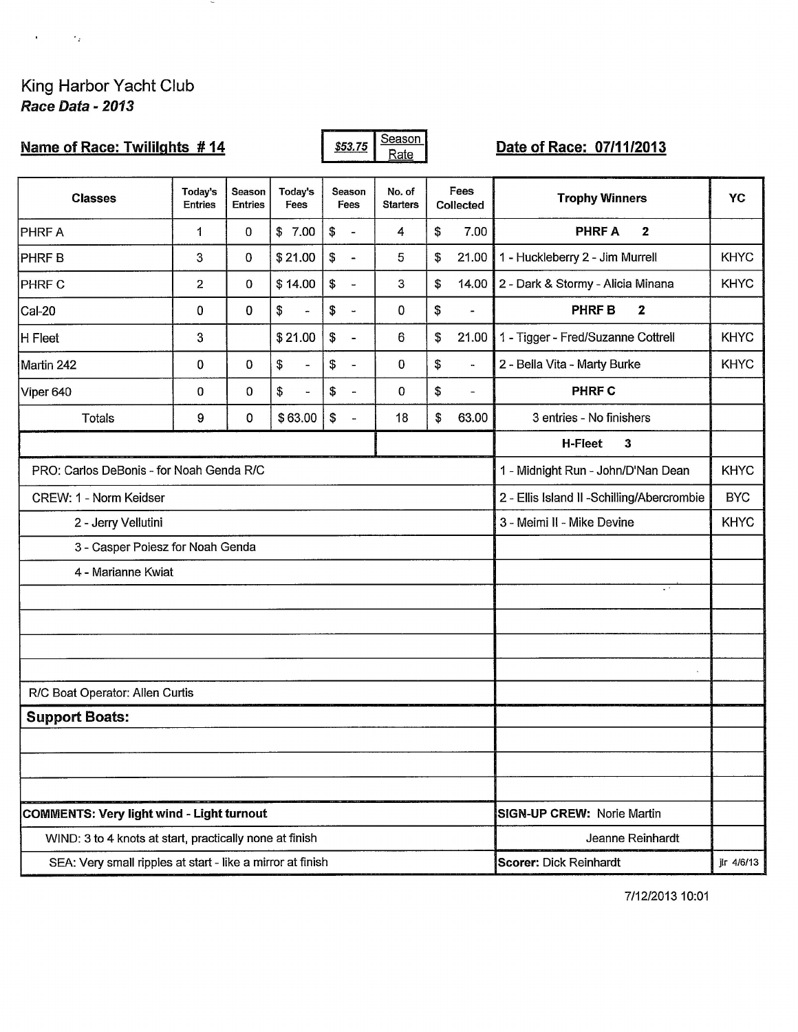King Harbor Yacht Club
***Race Data - 2013***

**Name of Race: Twilights # 14** | *$53.75* Season Rate | **Date of Race: 07/11/2013**

| Classes | Today's Entries | Season Entries | Today's Fees | Season Fees | No. of Starters | Fees Collected | Trophy Winners | YC |
|---|---|---|---|---|---|---|---|---|
| PHRF A | 1 | 0 | $ 7.00 | $ - | 4 | $ 7.00 | **PHRF A 2** | |
| PHRF B | 3 | 0 | $ 21.00 | $ - | 5 | $ 21.00 | 1 - Huckleberry 2 - Jim Murrell | KHYC |
| PHRF C | 2 | 0 | $ 14.00 | $ - | 3 | $ 14.00 | 2 - Dark & Stormy - Alicia Minana | KHYC |
| Cal-20 | 0 | 0 | $ - | $ - | 0 | $ - | **PHRF B 2** | |
| H Fleet | 3 | | $ 21.00 | $ - | 6 | $ 21.00 | 1 - Tigger - Fred/Suzanne Cottrell | KHYC |
| Martin 242 | 0 | 0 | $ - | $ - | 0 | $ - | 2 - Bella Vita - Marty Burke | KHYC |
| Viper 640 | 0 | 0 | $ - | $ - | 0 | $ - | **PHRF C** | |
| Totals | 9 | 0 | $ 63.00 | $ - | 18 | $ 63.00 | 3 entries - No finishers | |
| | | | | | | | **H-Fleet 3** | |
| PRO: Carlos DeBonis - for Noah Genda R/C | | | | | | | 1 - Midnight Run - John/D'Nan Dean | KHYC |
| CREW: 1 - Norm Keidser | | | | | | | 2 - Ellis Island II -Schilling/Abercrombie | BYC |
| 2 - Jerry Vellutini | | | | | | | 3 - Meimi II - Mike Devine | KHYC |
| 3 - Casper Poiesz for Noah Genda | | | | | | | | |
| 4 - Marianne Kwiat | | | | | | | | |
| R/C Boat Operator: Allen Curtis | | | | | | | | |
| **Support Boats:** | | | | | | | | |
| **COMMENTS: Very light wind - Light turnout** | | | | | | | **SIGN-UP CREW:** Norie Martin | |
| WIND: 3 to 4 knots at start, practically none at finish | | | | | | | Jeanne Reinhardt | |
| SEA: Very small ripples at start - like a mirror at finish | | | | | | | **Scorer:** Dick Reinhardt | jlr 4/6/13 |

7/12/2013 10:01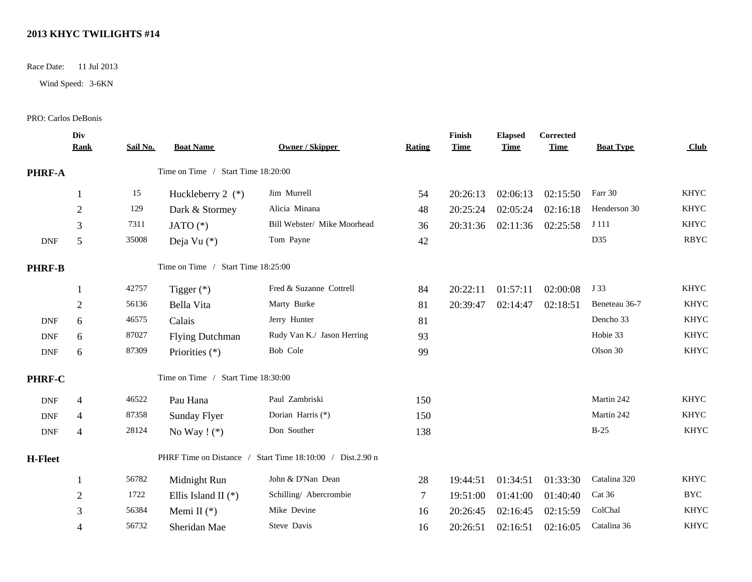## 2013 KHYC TWILIGHTS #14

Race Date: 11 Jul 2013

Wind Speed: 3-6KN

PRO: Carlos DeBonis

| | Div Rank | Sail No. | Boat Name | Owner / Skipper | Rating | Finish Time | Elapsed Time | Corrected Time | Boat Type | Club |
|---|---|---|---|---|---|---|---|---|---|---|
| **PHRF-A** | | | Time on Time / Start Time 18:20:00 | | | | | | | |
| | 1 | 15 | Huckleberry 2 (*) | Jim Murrell | 54 | 20:26:13 | 02:06:13 | 02:15:50 | Farr 30 | KHYC |
| | 2 | 129 | Dark & Stormey | Alicia Minana | 48 | 20:25:24 | 02:05:24 | 02:16:18 | Henderson 30 | KHYC |
| | 3 | 7311 | JATO (*) | Bill Webster/ Mike Moorhead | 36 | 20:31:36 | 02:11:36 | 02:25:58 | J 111 | KHYC |
| DNF | 5 | 35008 | Deja Vu (*) | Tom Payne | 42 | | | | D35 | RBYC |
| **PHRF-B** | | | Time on Time / Start Time 18:25:00 | | | | | | | |
| | 1 | 42757 | Tigger (*) | Fred & Suzanne Cottrell | 84 | 20:22:11 | 01:57:11 | 02:00:08 | J 33 | KHYC |
| | 2 | 56136 | Bella Vita | Marty Burke | 81 | 20:39:47 | 02:14:47 | 02:18:51 | Beneteau 36-7 | KHYC |
| DNF | 6 | 46575 | Calais | Jerry Hunter | 81 | | | | Dencho 33 | KHYC |
| DNF | 6 | 87027 | Flying Dutchman | Rudy Van K./ Jason Herring | 93 | | | | Hobie 33 | KHYC |
| DNF | 6 | 87309 | Priorities (*) | Bob Cole | 99 | | | | Olson 30 | KHYC |
| **PHRF-C** | | | Time on Time / Start Time 18:30:00 | | | | | | | |
| DNF | 4 | 46522 | Pau Hana | Paul Zambriski | 150 | | | | Martin 242 | KHYC |
| DNF | 4 | 87358 | Sunday Flyer | Dorian Harris (*) | 150 | | | | Martin 242 | KHYC |
| DNF | 4 | 28124 | No Way ! (*) | Don Souther | 138 | | | | B-25 | KHYC |
| **H-Fleet** | | | PHRF Time on Distance / Start Time 18:10:00 / Dist.2.90 n | | | | | | | |
| | 1 | 56782 | Midnight Run | John & D'Nan Dean | 28 | 19:44:51 | 01:34:51 | 01:33:30 | Catalina 320 | KHYC |
| | 2 | 1722 | Ellis Island II (*) | Schilling/ Abercrombie | 7 | 19:51:00 | 01:41:00 | 01:40:40 | Cat 36 | BYC |
| | 3 | 56384 | Memi II (*) | Mike Devine | 16 | 20:26:45 | 02:16:45 | 02:15:59 | ColChal | KHYC |
| | 4 | 56732 | Sheridan Mae | Steve Davis | 16 | 20:26:51 | 02:16:51 | 02:16:05 | Catalina 36 | KHYC |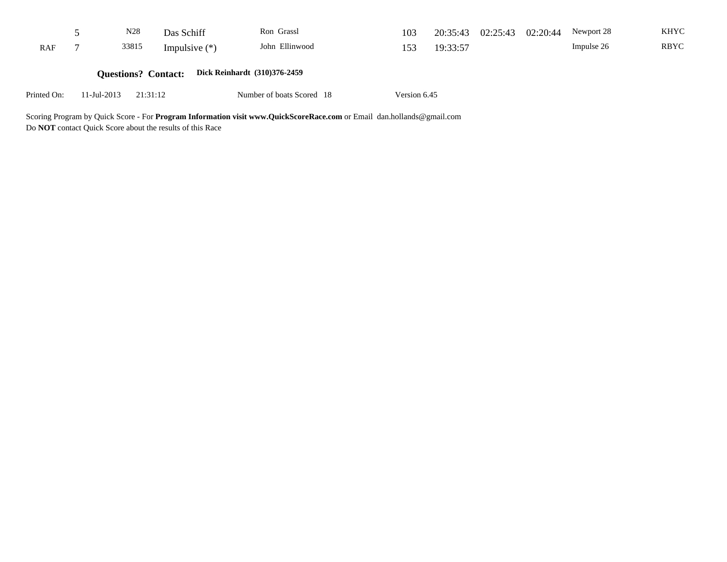| | | | | | | | | | | |
|---|---|---|---|---|---|---|---|---|---|---|
| | 5 | N28 | Das Schiff | Ron Grassl | 103 | 20:35:43 | 02:25:43 | 02:20:44 | Newport 28 | KHYC |
| RAF | 7 | 33815 | Impulsive (*) | John Ellinwood | 153 | 19:33:57 | | | Impulse 26 | RBYC |

**Questions? Contact:** **Dick Reinhardt (310)376-2459**

Printed On: 11-Jul-2013 21:31:12 Number of boats Scored 18 Version 6.45

Scoring Program by Quick Score - For **Program Information visit www.QuickScoreRace.com** or Email dan.hollands@gmail.com
Do **NOT** contact Quick Score about the results of this Race